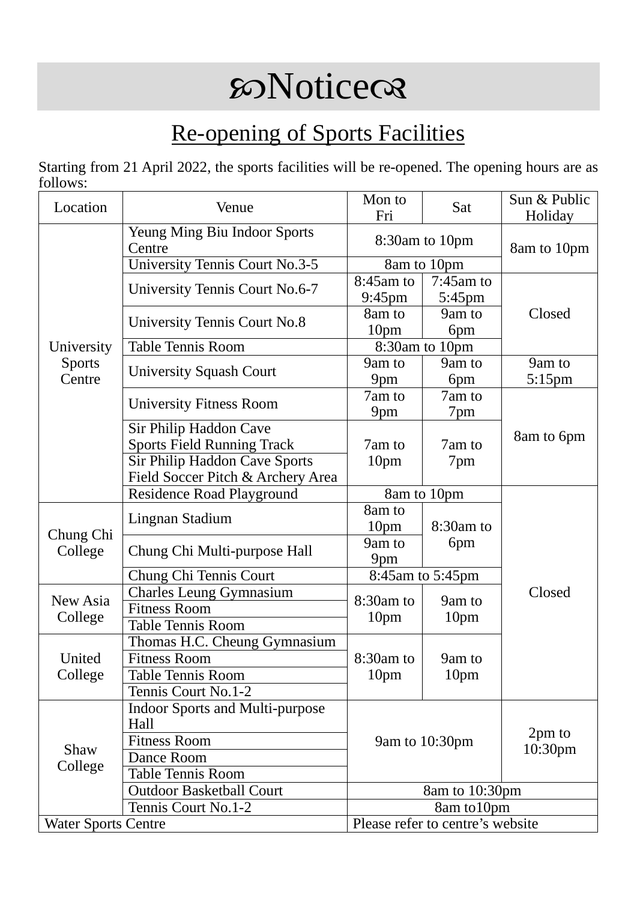# ℘Notice☙

## Re-opening of Sports Facilities

Starting from 21 April 2022, the sports facilities will be re-opened. The opening hours are as follows:

| Location | Venue | Mon to Fri | Sat | Sun & Public Holiday |
|---|---|---|---|---|
| University Sports Centre | Yeung Ming Biu Indoor Sports Centre | 8:30am to 10pm | 8:30am to 10pm | 8am to 10pm |
| | University Tennis Court No.3-5 | 8am to 10pm | 8am to 10pm | 8am to 10pm |
| | University Tennis Court No.6-7 | 8:45am to 9:45pm | 7:45am to 5:45pm | Closed |
| | University Tennis Court No.8 | 8am to 10pm | 9am to 6pm | Closed |
| | Table Tennis Room | 8:30am to 10pm | 8:30am to 10pm | Closed |
| | University Squash Court | 9am to 9pm | 9am to 6pm | 9am to 5:15pm |
| | University Fitness Room | 7am to 9pm | 7am to 7pm | 8am to 6pm |
| | Sir Philip Haddon Cave Sports Field Running Track | 7am to 10pm | 7am to 7pm | 8am to 6pm |
| | Sir Philip Haddon Cave Sports Field Soccer Pitch & Archery Area | 7am to 10pm | 7am to 7pm | 8am to 6pm |
| | Residence Road Playground | 8am to 10pm | 8am to 10pm | Closed |
| Chung Chi College | Lingnan Stadium | 8am to 10pm | 8:30am to 6pm | Closed |
| | Chung Chi Multi-purpose Hall | 9am to 9pm | 8:30am to 6pm | Closed |
| | Chung Chi Tennis Court | 8:45am to 5:45pm | 8:45am to 5:45pm | Closed |
| New Asia College | Charles Leung Gymnasium | 8:30am to 10pm | 9am to 10pm | Closed |
| | Fitness Room | 8:30am to 10pm | 9am to 10pm | Closed |
| | Table Tennis Room | 8:30am to 10pm | 9am to 10pm | Closed |
| United College | Thomas H.C. Cheung Gymnasium | 8:30am to 10pm | 9am to 10pm | Closed |
| | Fitness Room | 8:30am to 10pm | 9am to 10pm | Closed |
| | Table Tennis Room | 8:30am to 10pm | 9am to 10pm | Closed |
| | Tennis Court No.1-2 | 8:30am to 10pm | 9am to 10pm | Closed |
| Shaw College | Indoor Sports and Multi-purpose Hall | 9am to 10:30pm | 9am to 10:30pm | 2pm to 10:30pm |
| | Fitness Room | 9am to 10:30pm | 9am to 10:30pm | 2pm to 10:30pm |
| | Dance Room | 9am to 10:30pm | 9am to 10:30pm | 2pm to 10:30pm |
| | Table Tennis Room | 9am to 10:30pm | 9am to 10:30pm | 2pm to 10:30pm |
| | Outdoor Basketball Court | 8am to 10:30pm | 8am to 10:30pm | 8am to 10:30pm |
| | Tennis Court No.1-2 | 8am to10pm | 8am to10pm | 8am to10pm |
| Water Sports Centre | | Please refer to centre's website | | |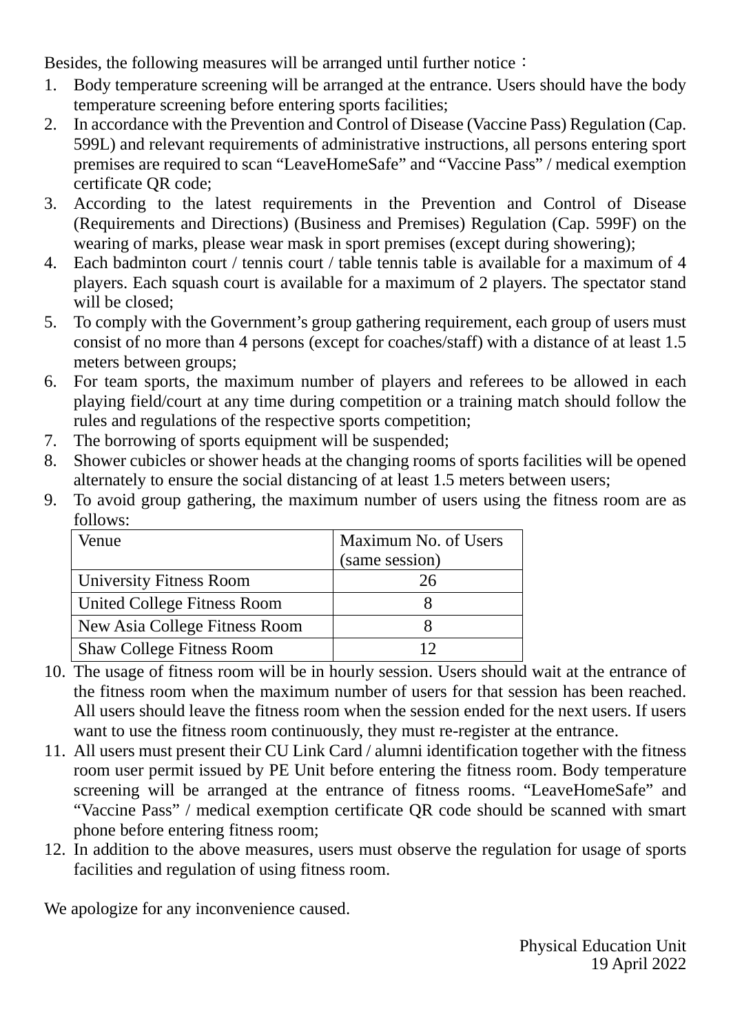Besides, the following measures will be arranged until further notice：

1. Body temperature screening will be arranged at the entrance. Users should have the body temperature screening before entering sports facilities;
2. In accordance with the Prevention and Control of Disease (Vaccine Pass) Regulation (Cap. 599L) and relevant requirements of administrative instructions, all persons entering sport premises are required to scan “LeaveHomeSafe” and “Vaccine Pass” / medical exemption certificate QR code;
3. According to the latest requirements in the Prevention and Control of Disease (Requirements and Directions) (Business and Premises) Regulation (Cap. 599F) on the wearing of marks, please wear mask in sport premises (except during showering);
4. Each badminton court / tennis court / table tennis table is available for a maximum of 4 players. Each squash court is available for a maximum of 2 players. The spectator stand will be closed;
5. To comply with the Government’s group gathering requirement, each group of users must consist of no more than 4 persons (except for coaches/staff) with a distance of at least 1.5 meters between groups;
6. For team sports, the maximum number of players and referees to be allowed in each playing field/court at any time during competition or a training match should follow the rules and regulations of the respective sports competition;
7. The borrowing of sports equipment will be suspended;
8. Shower cubicles or shower heads at the changing rooms of sports facilities will be opened alternately to ensure the social distancing of at least 1.5 meters between users;
9. To avoid group gathering, the maximum number of users using the fitness room are as follows:

| Venue | Maximum No. of Users (same session) |
|---|---|
| University Fitness Room | 26 |
| United College Fitness Room | 8 |
| New Asia College Fitness Room | 8 |
| Shaw College Fitness Room | 12 |

10. The usage of fitness room will be in hourly session. Users should wait at the entrance of the fitness room when the maximum number of users for that session has been reached. All users should leave the fitness room when the session ended for the next users. If users want to use the fitness room continuously, they must re-register at the entrance.
11. All users must present their CU Link Card / alumni identification together with the fitness room user permit issued by PE Unit before entering the fitness room. Body temperature screening will be arranged at the entrance of fitness rooms. “LeaveHomeSafe” and “Vaccine Pass” / medical exemption certificate QR code should be scanned with smart phone before entering fitness room;
12. In addition to the above measures, users must observe the regulation for usage of sports facilities and regulation of using fitness room.

We apologize for any inconvenience caused.

Physical Education Unit
19 April 2022